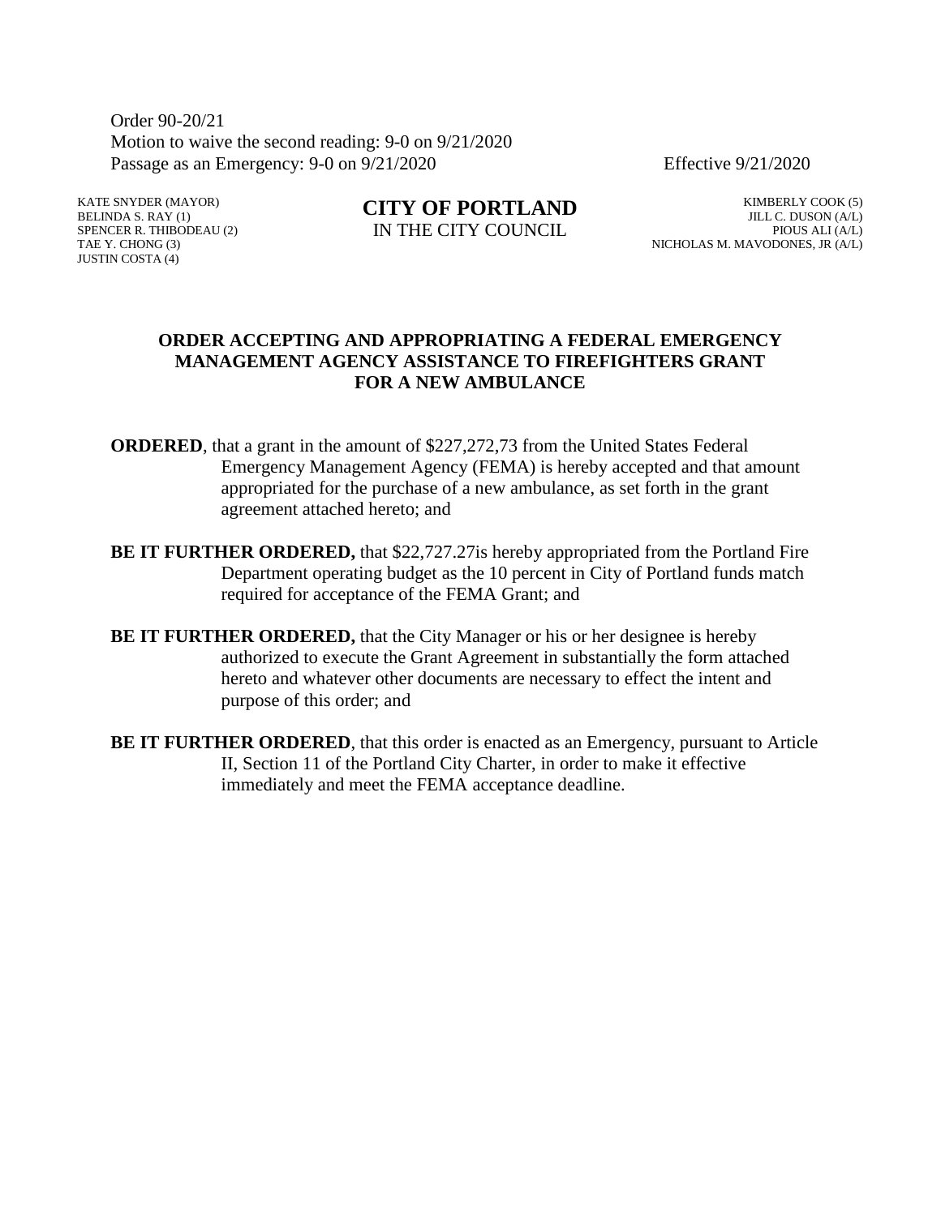Order 90-20/21
Motion to waive the second reading: 9-0 on 9/21/2020
Passage as an Emergency: 9-0 on 9/21/2020 Effective 9/21/2020

KATE SNYDER (MAYOR)
BELINDA S. RAY (1)
SPENCER R. THIBODEAU (2)
TAE Y. CHONG (3)
JUSTIN COSTA (4)

**CITY OF PORTLAND**
IN THE CITY COUNCIL

KIMBERLY COOK (5)
JILL C. DUSON (A/L)
PIOUS ALI (A/L)
NICHOLAS M. MAVODONES, JR (A/L)

## ORDER ACCEPTING AND APPROPRIATING A FEDERAL EMERGENCY MANAGEMENT AGENCY ASSISTANCE TO FIREFIGHTERS GRANT FOR A NEW AMBULANCE

**ORDERED**, that a grant in the amount of $227,272,73 from the United States Federal Emergency Management Agency (FEMA) is hereby accepted and that amount appropriated for the purchase of a new ambulance, as set forth in the grant agreement attached hereto; and

**BE IT FURTHER ORDERED,** that $22,727.27is hereby appropriated from the Portland Fire Department operating budget as the 10 percent in City of Portland funds match required for acceptance of the FEMA Grant; and

**BE IT FURTHER ORDERED,** that the City Manager or his or her designee is hereby authorized to execute the Grant Agreement in substantially the form attached hereto and whatever other documents are necessary to effect the intent and purpose of this order; and

**BE IT FURTHER ORDERED**, that this order is enacted as an Emergency, pursuant to Article II, Section 11 of the Portland City Charter, in order to make it effective immediately and meet the FEMA acceptance deadline.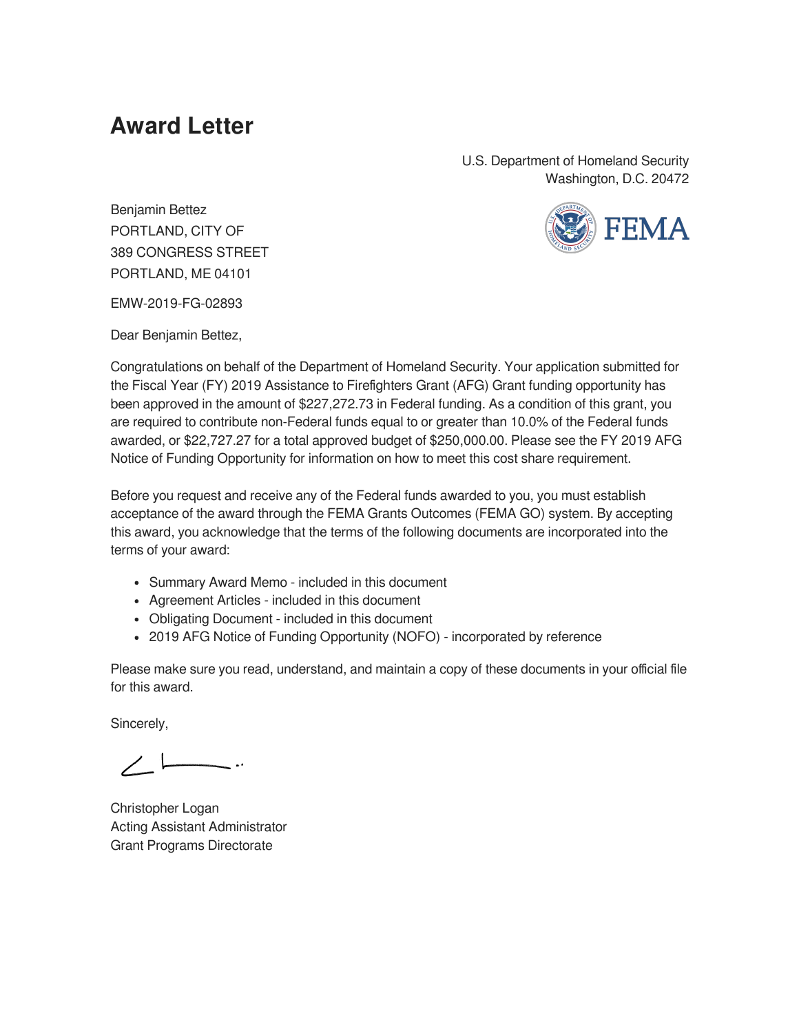# Award Letter

U.S. Department of Homeland Security
Washington, D.C. 20472

Benjamin Bettez
PORTLAND, CITY OF
389 CONGRESS STREET
PORTLAND, ME 04101

EMW-2019-FG-02893

Dear Benjamin Bettez,

Congratulations on behalf of the Department of Homeland Security. Your application submitted for the Fiscal Year (FY) 2019 Assistance to Firefighters Grant (AFG) Grant funding opportunity has been approved in the amount of $227,272.73 in Federal funding. As a condition of this grant, you are required to contribute non-Federal funds equal to or greater than 10.0% of the Federal funds awarded, or $22,727.27 for a total approved budget of $250,000.00. Please see the FY 2019 AFG Notice of Funding Opportunity for information on how to meet this cost share requirement.

Before you request and receive any of the Federal funds awarded to you, you must establish acceptance of the award through the FEMA Grants Outcomes (FEMA GO) system. By accepting this award, you acknowledge that the terms of the following documents are incorporated into the terms of your award:

- Summary Award Memo - included in this document
- Agreement Articles - included in this document
- Obligating Document - included in this document
- 2019 AFG Notice of Funding Opportunity (NOFO) - incorporated by reference

Please make sure you read, understand, and maintain a copy of these documents in your official file for this award.

Sincerely,

Christopher Logan
Acting Assistant Administrator
Grant Programs Directorate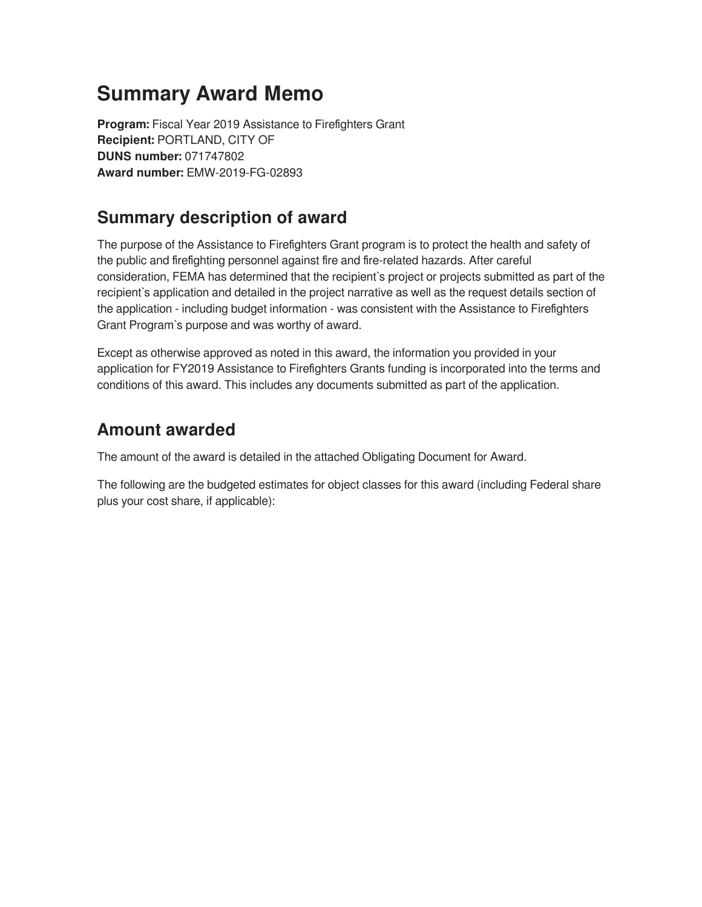# Summary Award Memo

**Program:** Fiscal Year 2019 Assistance to Firefighters Grant
**Recipient:** PORTLAND, CITY OF
**DUNS number:** 071747802
**Award number:** EMW-2019-FG-02893

## Summary description of award

The purpose of the Assistance to Firefighters Grant program is to protect the health and safety of the public and firefighting personnel against fire and fire-related hazards. After careful consideration, FEMA has determined that the recipient`s project or projects submitted as part of the recipient`s application and detailed in the project narrative as well as the request details section of the application - including budget information - was consistent with the Assistance to Firefighters Grant Program`s purpose and was worthy of award.

Except as otherwise approved as noted in this award, the information you provided in your application for FY2019 Assistance to Firefighters Grants funding is incorporated into the terms and conditions of this award. This includes any documents submitted as part of the application.

## Amount awarded

The amount of the award is detailed in the attached Obligating Document for Award.

The following are the budgeted estimates for object classes for this award (including Federal share plus your cost share, if applicable):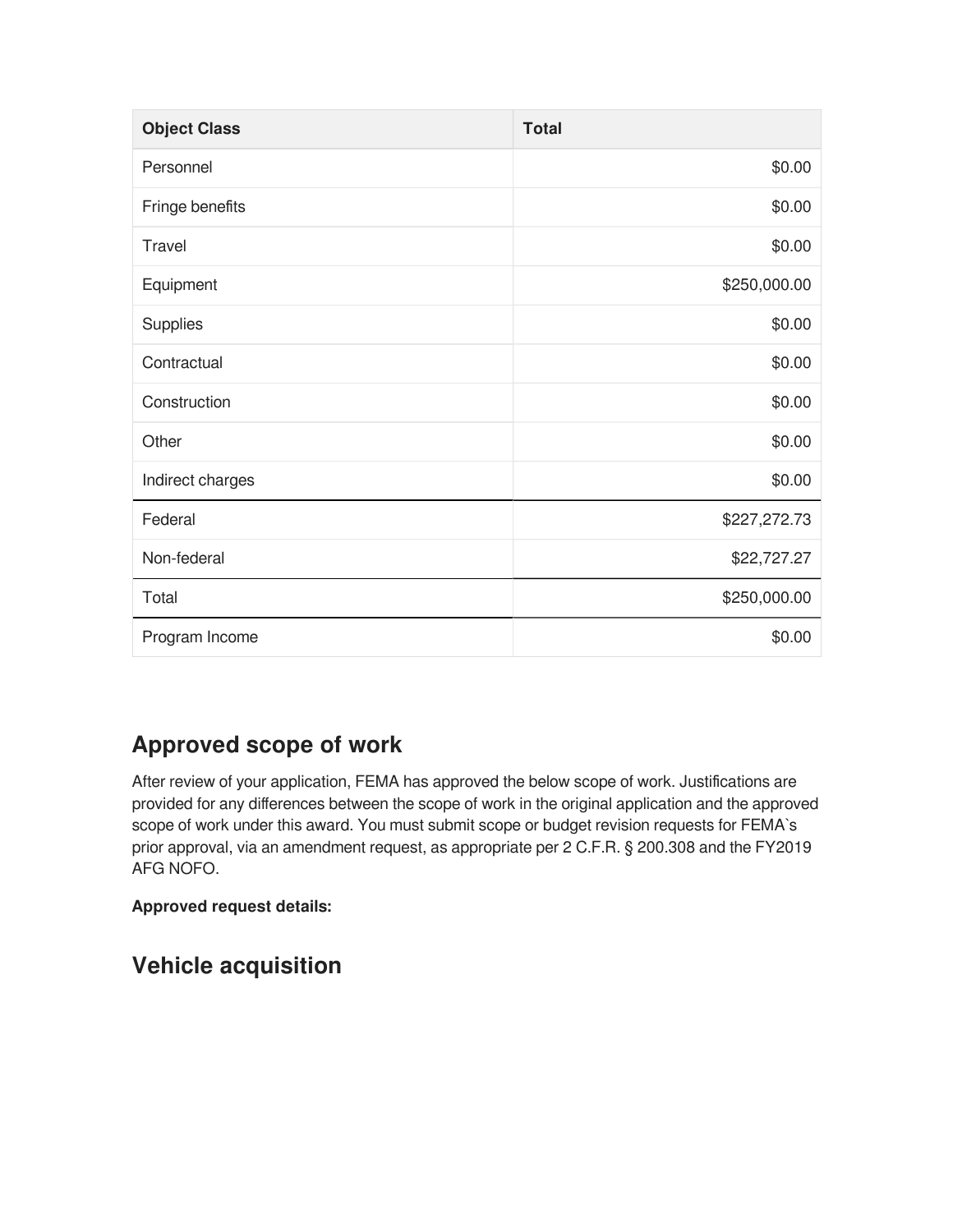| Object Class | Total |
| --- | --- |
| Personnel | $0.00 |
| Fringe benefits | $0.00 |
| Travel | $0.00 |
| Equipment | $250,000.00 |
| Supplies | $0.00 |
| Contractual | $0.00 |
| Construction | $0.00 |
| Other | $0.00 |
| Indirect charges | $0.00 |
| Federal | $227,272.73 |
| Non-federal | $22,727.27 |
| Total | $250,000.00 |
| Program Income | $0.00 |

## Approved scope of work

After review of your application, FEMA has approved the below scope of work. Justifications are provided for any differences between the scope of work in the original application and the approved scope of work under this award. You must submit scope or budget revision requests for FEMA`s prior approval, via an amendment request, as appropriate per 2 C.F.R. § 200.308 and the FY2019 AFG NOFO.

**Approved request details:**

## Vehicle acquisition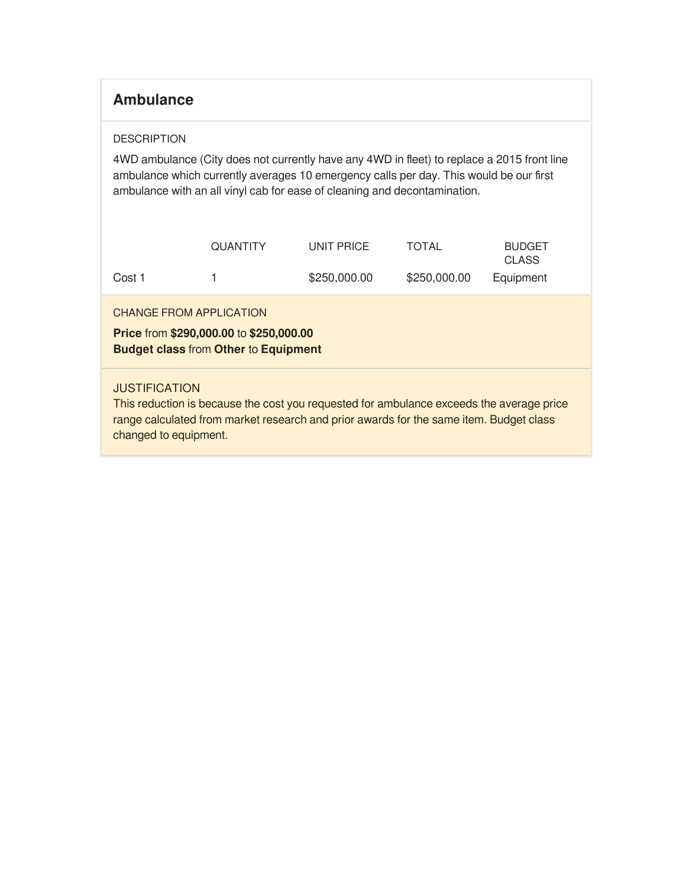## Ambulance

DESCRIPTION

4WD ambulance (City does not currently have any 4WD in fleet) to replace a 2015 front line ambulance which currently averages 10 emergency calls per day. This would be our first ambulance with an all vinyl cab for ease of cleaning and decontamination.

| | QUANTITY | UNIT PRICE | TOTAL | BUDGET CLASS |
|---|---|---|---|---|
| Cost 1 | 1 | $250,000.00 | $250,000.00 | Equipment |

CHANGE FROM APPLICATION

**Price** from **$290,000.00** to **$250,000.00**
**Budget class** from **Other** to **Equipment**

JUSTIFICATION

This reduction is because the cost you requested for ambulance exceeds the average price range calculated from market research and prior awards for the same item. Budget class changed to equipment.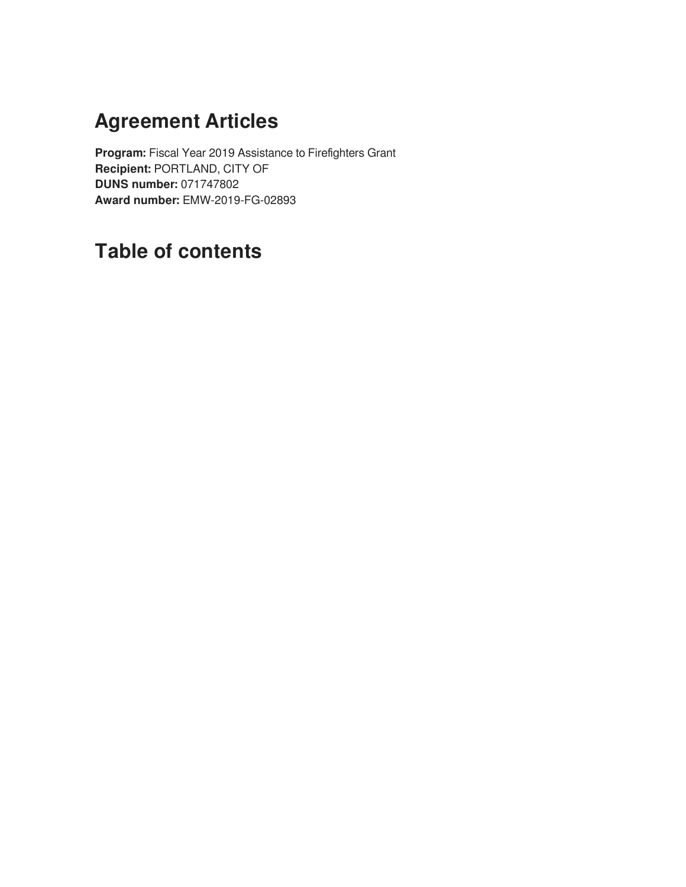# Agreement Articles

**Program:** Fiscal Year 2019 Assistance to Firefighters Grant
**Recipient:** PORTLAND, CITY OF
**DUNS number:** 071747802
**Award number:** EMW-2019-FG-02893

# Table of contents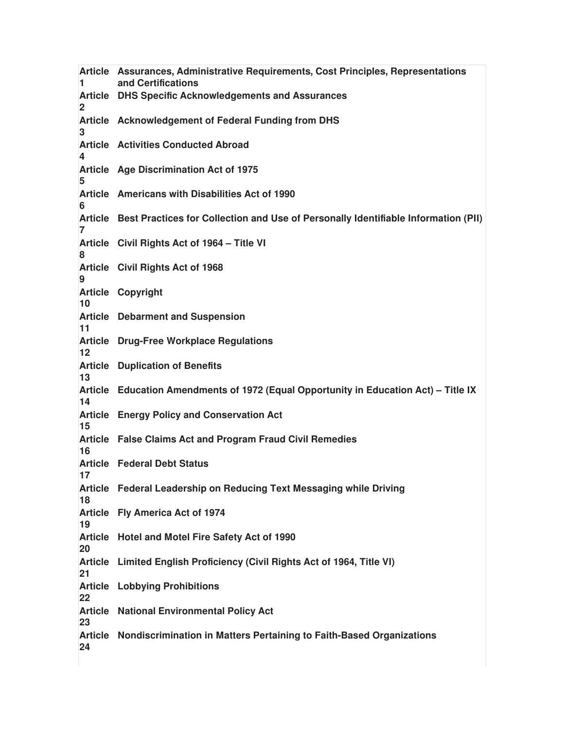| | |
|---|---|
| **Article 1** | **Assurances, Administrative Requirements, Cost Principles, Representations and Certifications** |
| **Article 2** | **DHS Specific Acknowledgements and Assurances** |
| **Article 3** | **Acknowledgement of Federal Funding from DHS** |
| **Article 4** | **Activities Conducted Abroad** |
| **Article 5** | **Age Discrimination Act of 1975** |
| **Article 6** | **Americans with Disabilities Act of 1990** |
| **Article 7** | **Best Practices for Collection and Use of Personally Identifiable Information (PII)** |
| **Article 8** | **Civil Rights Act of 1964 – Title VI** |
| **Article 9** | **Civil Rights Act of 1968** |
| **Article 10** | **Copyright** |
| **Article 11** | **Debarment and Suspension** |
| **Article 12** | **Drug-Free Workplace Regulations** |
| **Article 13** | **Duplication of Benefits** |
| **Article 14** | **Education Amendments of 1972 (Equal Opportunity in Education Act) – Title IX** |
| **Article 15** | **Energy Policy and Conservation Act** |
| **Article 16** | **False Claims Act and Program Fraud Civil Remedies** |
| **Article 17** | **Federal Debt Status** |
| **Article 18** | **Federal Leadership on Reducing Text Messaging while Driving** |
| **Article 19** | **Fly America Act of 1974** |
| **Article 20** | **Hotel and Motel Fire Safety Act of 1990** |
| **Article 21** | **Limited English Proficiency (Civil Rights Act of 1964, Title VI)** |
| **Article 22** | **Lobbying Prohibitions** |
| **Article 23** | **National Environmental Policy Act** |
| **Article 24** | **Nondiscrimination in Matters Pertaining to Faith-Based Organizations** |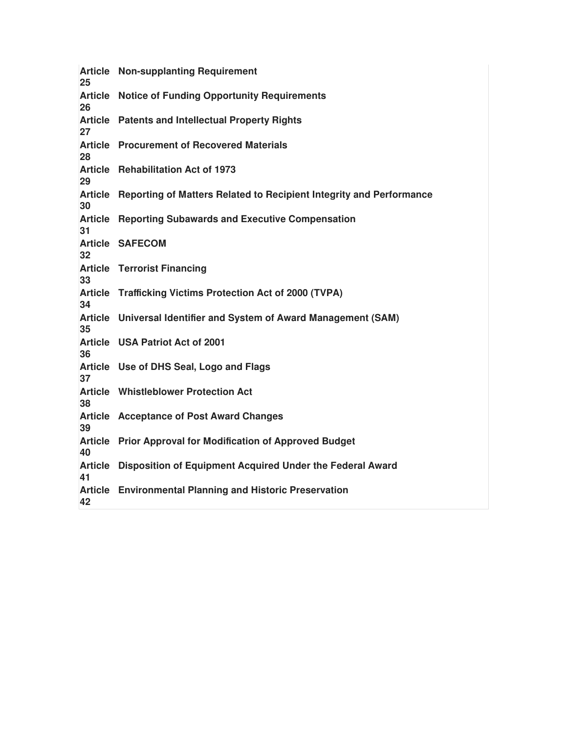| | |
|---|---|
| **Article 25** | **Non-supplanting Requirement** |
| **Article 26** | **Notice of Funding Opportunity Requirements** |
| **Article 27** | **Patents and Intellectual Property Rights** |
| **Article 28** | **Procurement of Recovered Materials** |
| **Article 29** | **Rehabilitation Act of 1973** |
| **Article 30** | **Reporting of Matters Related to Recipient Integrity and Performance** |
| **Article 31** | **Reporting Subawards and Executive Compensation** |
| **Article 32** | **SAFECOM** |
| **Article 33** | **Terrorist Financing** |
| **Article 34** | **Trafficking Victims Protection Act of 2000 (TVPA)** |
| **Article 35** | **Universal Identifier and System of Award Management (SAM)** |
| **Article 36** | **USA Patriot Act of 2001** |
| **Article 37** | **Use of DHS Seal, Logo and Flags** |
| **Article 38** | **Whistleblower Protection Act** |
| **Article 39** | **Acceptance of Post Award Changes** |
| **Article 40** | **Prior Approval for Modification of Approved Budget** |
| **Article 41** | **Disposition of Equipment Acquired Under the Federal Award** |
| **Article 42** | **Environmental Planning and Historic Preservation** |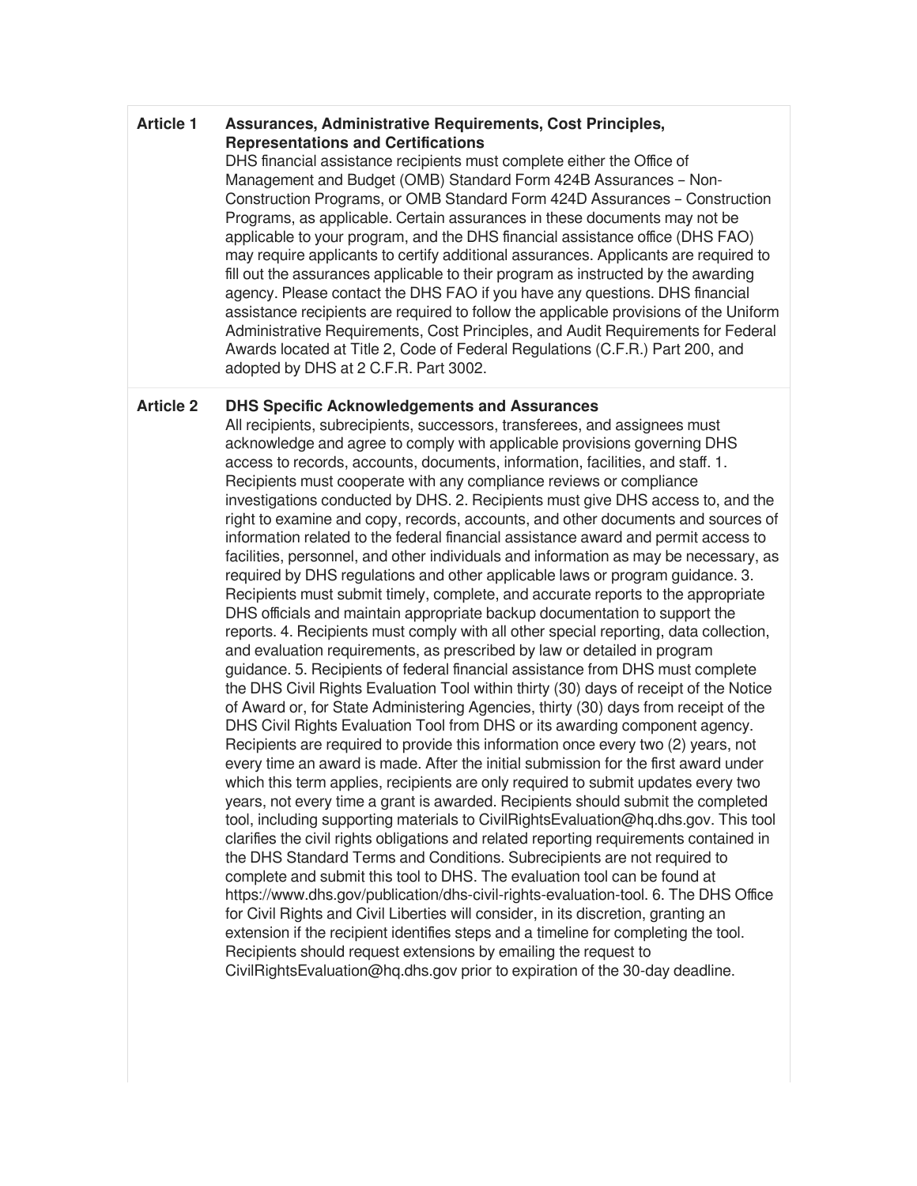**Article 1** **Assurances, Administrative Requirements, Cost Principles, Representations and Certifications**

DHS financial assistance recipients must complete either the Office of Management and Budget (OMB) Standard Form 424B Assurances – Non-Construction Programs, or OMB Standard Form 424D Assurances – Construction Programs, as applicable. Certain assurances in these documents may not be applicable to your program, and the DHS financial assistance office (DHS FAO) may require applicants to certify additional assurances. Applicants are required to fill out the assurances applicable to their program as instructed by the awarding agency. Please contact the DHS FAO if you have any questions. DHS financial assistance recipients are required to follow the applicable provisions of the Uniform Administrative Requirements, Cost Principles, and Audit Requirements for Federal Awards located at Title 2, Code of Federal Regulations (C.F.R.) Part 200, and adopted by DHS at 2 C.F.R. Part 3002.

**Article 2** **DHS Specific Acknowledgements and Assurances**

All recipients, subrecipients, successors, transferees, and assignees must acknowledge and agree to comply with applicable provisions governing DHS access to records, accounts, documents, information, facilities, and staff. 1. Recipients must cooperate with any compliance reviews or compliance investigations conducted by DHS. 2. Recipients must give DHS access to, and the right to examine and copy, records, accounts, and other documents and sources of information related to the federal financial assistance award and permit access to facilities, personnel, and other individuals and information as may be necessary, as required by DHS regulations and other applicable laws or program guidance. 3. Recipients must submit timely, complete, and accurate reports to the appropriate DHS officials and maintain appropriate backup documentation to support the reports. 4. Recipients must comply with all other special reporting, data collection, and evaluation requirements, as prescribed by law or detailed in program guidance. 5. Recipients of federal financial assistance from DHS must complete the DHS Civil Rights Evaluation Tool within thirty (30) days of receipt of the Notice of Award or, for State Administering Agencies, thirty (30) days from receipt of the DHS Civil Rights Evaluation Tool from DHS or its awarding component agency. Recipients are required to provide this information once every two (2) years, not every time an award is made. After the initial submission for the first award under which this term applies, recipients are only required to submit updates every two years, not every time a grant is awarded. Recipients should submit the completed tool, including supporting materials to CivilRightsEvaluation@hq.dhs.gov. This tool clarifies the civil rights obligations and related reporting requirements contained in the DHS Standard Terms and Conditions. Subrecipients are not required to complete and submit this tool to DHS. The evaluation tool can be found at https://www.dhs.gov/publication/dhs-civil-rights-evaluation-tool. 6. The DHS Office for Civil Rights and Civil Liberties will consider, in its discretion, granting an extension if the recipient identifies steps and a timeline for completing the tool. Recipients should request extensions by emailing the request to CivilRightsEvaluation@hq.dhs.gov prior to expiration of the 30-day deadline.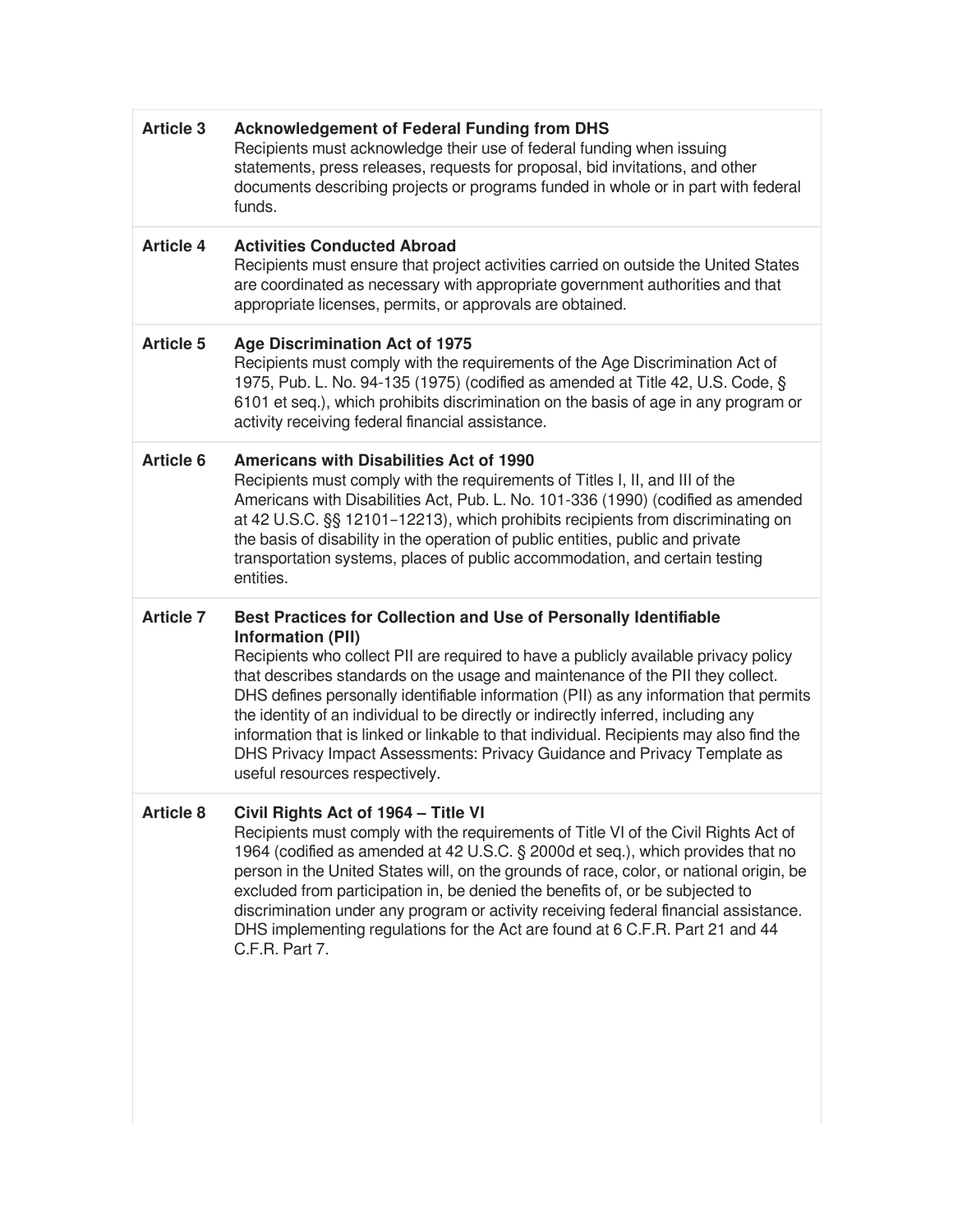| | |
|---|---|
| **Article 3** | **Acknowledgement of Federal Funding from DHS**<br>Recipients must acknowledge their use of federal funding when issuing statements, press releases, requests for proposal, bid invitations, and other documents describing projects or programs funded in whole or in part with federal funds. |
| **Article 4** | **Activities Conducted Abroad**<br>Recipients must ensure that project activities carried on outside the United States are coordinated as necessary with appropriate government authorities and that appropriate licenses, permits, or approvals are obtained. |
| **Article 5** | **Age Discrimination Act of 1975**<br>Recipients must comply with the requirements of the Age Discrimination Act of 1975, Pub. L. No. 94-135 (1975) (codified as amended at Title 42, U.S. Code, § 6101 et seq.), which prohibits discrimination on the basis of age in any program or activity receiving federal financial assistance. |
| **Article 6** | **Americans with Disabilities Act of 1990**<br>Recipients must comply with the requirements of Titles I, II, and III of the Americans with Disabilities Act, Pub. L. No. 101-336 (1990) (codified as amended at 42 U.S.C. §§ 12101–12213), which prohibits recipients from discriminating on the basis of disability in the operation of public entities, public and private transportation systems, places of public accommodation, and certain testing entities. |
| **Article 7** | **Best Practices for Collection and Use of Personally Identifiable Information (PII)**<br>Recipients who collect PII are required to have a publicly available privacy policy that describes standards on the usage and maintenance of the PII they collect. DHS defines personally identifiable information (PII) as any information that permits the identity of an individual to be directly or indirectly inferred, including any information that is linked or linkable to that individual. Recipients may also find the DHS Privacy Impact Assessments: Privacy Guidance and Privacy Template as useful resources respectively. |
| **Article 8** | **Civil Rights Act of 1964 – Title VI**<br>Recipients must comply with the requirements of Title VI of the Civil Rights Act of 1964 (codified as amended at 42 U.S.C. § 2000d et seq.), which provides that no person in the United States will, on the grounds of race, color, or national origin, be excluded from participation in, be denied the benefits of, or be subjected to discrimination under any program or activity receiving federal financial assistance. DHS implementing regulations for the Act are found at 6 C.F.R. Part 21 and 44 C.F.R. Part 7. |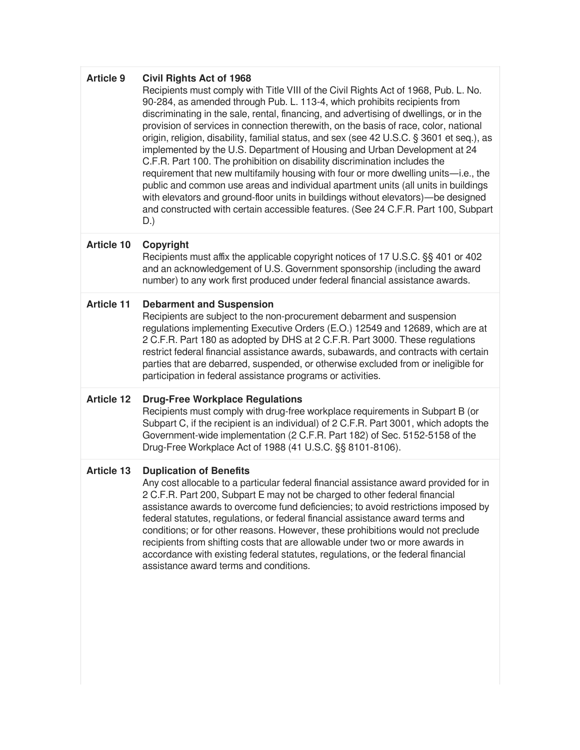| | |
|---|---|
| **Article 9** | **Civil Rights Act of 1968**<br>Recipients must comply with Title VIII of the Civil Rights Act of 1968, Pub. L. No. 90-284, as amended through Pub. L. 113-4, which prohibits recipients from discriminating in the sale, rental, financing, and advertising of dwellings, or in the provision of services in connection therewith, on the basis of race, color, national origin, religion, disability, familial status, and sex (see 42 U.S.C. § 3601 et seq.), as implemented by the U.S. Department of Housing and Urban Development at 24 C.F.R. Part 100. The prohibition on disability discrimination includes the requirement that new multifamily housing with four or more dwelling units—i.e., the public and common use areas and individual apartment units (all units in buildings with elevators and ground-floor units in buildings without elevators)—be designed and constructed with certain accessible features. (See 24 C.F.R. Part 100, Subpart D.) |
| **Article 10** | **Copyright**<br>Recipients must affix the applicable copyright notices of 17 U.S.C. §§ 401 or 402 and an acknowledgement of U.S. Government sponsorship (including the award number) to any work first produced under federal financial assistance awards. |
| **Article 11** | **Debarment and Suspension**<br>Recipients are subject to the non-procurement debarment and suspension regulations implementing Executive Orders (E.O.) 12549 and 12689, which are at 2 C.F.R. Part 180 as adopted by DHS at 2 C.F.R. Part 3000. These regulations restrict federal financial assistance awards, subawards, and contracts with certain parties that are debarred, suspended, or otherwise excluded from or ineligible for participation in federal assistance programs or activities. |
| **Article 12** | **Drug-Free Workplace Regulations**<br>Recipients must comply with drug-free workplace requirements in Subpart B (or Subpart C, if the recipient is an individual) of 2 C.F.R. Part 3001, which adopts the Government-wide implementation (2 C.F.R. Part 182) of Sec. 5152-5158 of the Drug-Free Workplace Act of 1988 (41 U.S.C. §§ 8101-8106). |
| **Article 13** | **Duplication of Benefits**<br>Any cost allocable to a particular federal financial assistance award provided for in 2 C.F.R. Part 200, Subpart E may not be charged to other federal financial assistance awards to overcome fund deficiencies; to avoid restrictions imposed by federal statutes, regulations, or federal financial assistance award terms and conditions; or for other reasons. However, these prohibitions would not preclude recipients from shifting costs that are allowable under two or more awards in accordance with existing federal statutes, regulations, or the federal financial assistance award terms and conditions. |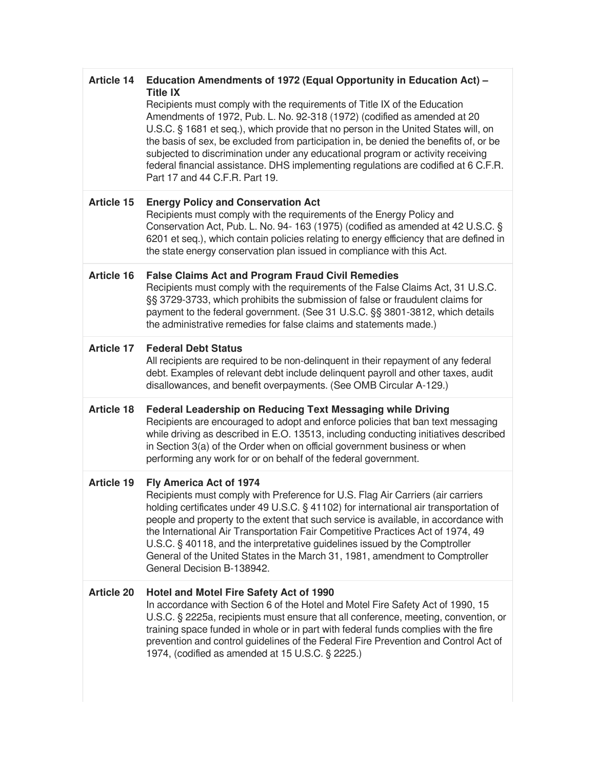| | |
|---|---|
| **Article 14** | **Education Amendments of 1972 (Equal Opportunity in Education Act) – Title IX**<br>Recipients must comply with the requirements of Title IX of the Education Amendments of 1972, Pub. L. No. 92-318 (1972) (codified as amended at 20 U.S.C. § 1681 et seq.), which provide that no person in the United States will, on the basis of sex, be excluded from participation in, be denied the benefits of, or be subjected to discrimination under any educational program or activity receiving federal financial assistance. DHS implementing regulations are codified at 6 C.F.R. Part 17 and 44 C.F.R. Part 19. |
| **Article 15** | **Energy Policy and Conservation Act**<br>Recipients must comply with the requirements of the Energy Policy and Conservation Act, Pub. L. No. 94- 163 (1975) (codified as amended at 42 U.S.C. § 6201 et seq.), which contain policies relating to energy efficiency that are defined in the state energy conservation plan issued in compliance with this Act. |
| **Article 16** | **False Claims Act and Program Fraud Civil Remedies**<br>Recipients must comply with the requirements of the False Claims Act, 31 U.S.C. §§ 3729-3733, which prohibits the submission of false or fraudulent claims for payment to the federal government. (See 31 U.S.C. §§ 3801-3812, which details the administrative remedies for false claims and statements made.) |
| **Article 17** | **Federal Debt Status**<br>All recipients are required to be non-delinquent in their repayment of any federal debt. Examples of relevant debt include delinquent payroll and other taxes, audit disallowances, and benefit overpayments. (See OMB Circular A-129.) |
| **Article 18** | **Federal Leadership on Reducing Text Messaging while Driving**<br>Recipients are encouraged to adopt and enforce policies that ban text messaging while driving as described in E.O. 13513, including conducting initiatives described in Section 3(a) of the Order when on official government business or when performing any work for or on behalf of the federal government. |
| **Article 19** | **Fly America Act of 1974**<br>Recipients must comply with Preference for U.S. Flag Air Carriers (air carriers holding certificates under 49 U.S.C. § 41102) for international air transportation of people and property to the extent that such service is available, in accordance with the International Air Transportation Fair Competitive Practices Act of 1974, 49 U.S.C. § 40118, and the interpretative guidelines issued by the Comptroller General of the United States in the March 31, 1981, amendment to Comptroller General Decision B-138942. |
| **Article 20** | **Hotel and Motel Fire Safety Act of 1990**<br>In accordance with Section 6 of the Hotel and Motel Fire Safety Act of 1990, 15 U.S.C. § 2225a, recipients must ensure that all conference, meeting, convention, or training space funded in whole or in part with federal funds complies with the fire prevention and control guidelines of the Federal Fire Prevention and Control Act of 1974, (codified as amended at 15 U.S.C. § 2225.) |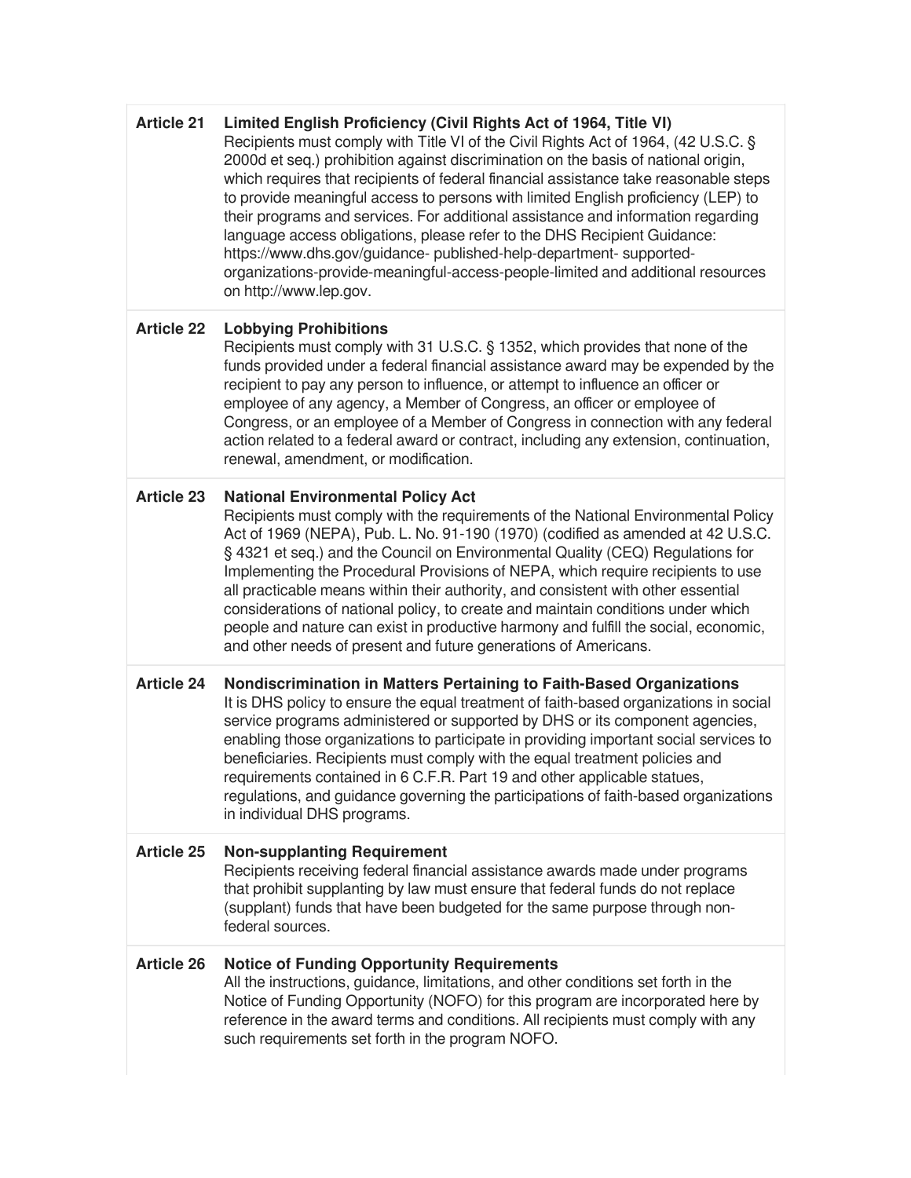| | |
|---|---|
| **Article 21** | **Limited English Proficiency (Civil Rights Act of 1964, Title VI)**<br>Recipients must comply with Title VI of the Civil Rights Act of 1964, (42 U.S.C. § 2000d et seq.) prohibition against discrimination on the basis of national origin, which requires that recipients of federal financial assistance take reasonable steps to provide meaningful access to persons with limited English proficiency (LEP) to their programs and services. For additional assistance and information regarding language access obligations, please refer to the DHS Recipient Guidance: https://www.dhs.gov/guidance- published-help-department- supported-organizations-provide-meaningful-access-people-limited and additional resources on http://www.lep.gov. |
| **Article 22** | **Lobbying Prohibitions**<br>Recipients must comply with 31 U.S.C. § 1352, which provides that none of the funds provided under a federal financial assistance award may be expended by the recipient to pay any person to influence, or attempt to influence an officer or employee of any agency, a Member of Congress, an officer or employee of Congress, or an employee of a Member of Congress in connection with any federal action related to a federal award or contract, including any extension, continuation, renewal, amendment, or modification. |
| **Article 23** | **National Environmental Policy Act**<br>Recipients must comply with the requirements of the National Environmental Policy Act of 1969 (NEPA), Pub. L. No. 91-190 (1970) (codified as amended at 42 U.S.C. § 4321 et seq.) and the Council on Environmental Quality (CEQ) Regulations for Implementing the Procedural Provisions of NEPA, which require recipients to use all practicable means within their authority, and consistent with other essential considerations of national policy, to create and maintain conditions under which people and nature can exist in productive harmony and fulfill the social, economic, and other needs of present and future generations of Americans. |
| **Article 24** | **Nondiscrimination in Matters Pertaining to Faith-Based Organizations**<br>It is DHS policy to ensure the equal treatment of faith-based organizations in social service programs administered or supported by DHS or its component agencies, enabling those organizations to participate in providing important social services to beneficiaries. Recipients must comply with the equal treatment policies and requirements contained in 6 C.F.R. Part 19 and other applicable statues, regulations, and guidance governing the participations of faith-based organizations in individual DHS programs. |
| **Article 25** | **Non-supplanting Requirement**<br>Recipients receiving federal financial assistance awards made under programs that prohibit supplanting by law must ensure that federal funds do not replace (supplant) funds that have been budgeted for the same purpose through non-federal sources. |
| **Article 26** | **Notice of Funding Opportunity Requirements**<br>All the instructions, guidance, limitations, and other conditions set forth in the Notice of Funding Opportunity (NOFO) for this program are incorporated here by reference in the award terms and conditions. All recipients must comply with any such requirements set forth in the program NOFO. |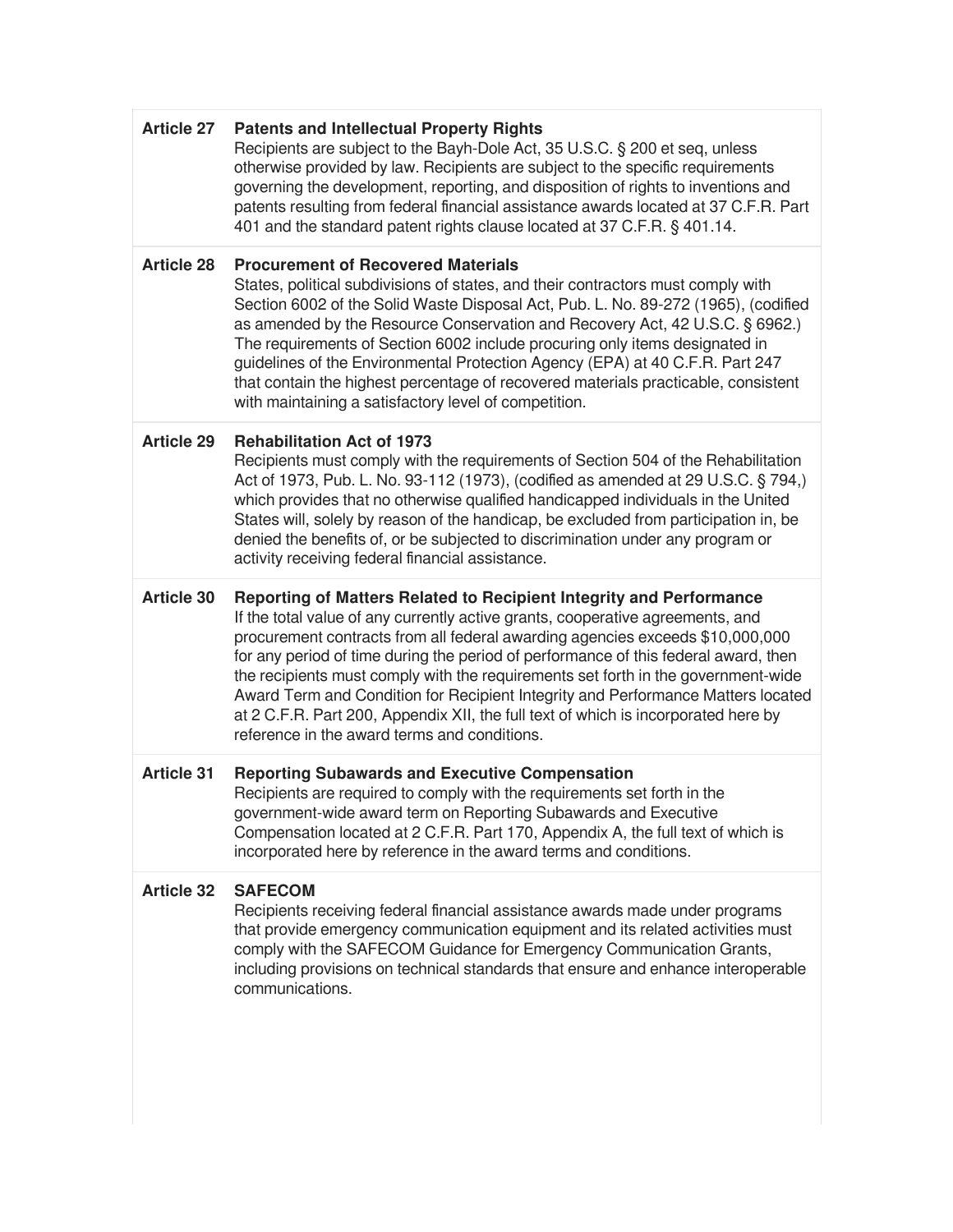| | |
|---|---|
| **Article 27** | **Patents and Intellectual Property Rights**<br>Recipients are subject to the Bayh-Dole Act, 35 U.S.C. § 200 et seq, unless otherwise provided by law. Recipients are subject to the specific requirements governing the development, reporting, and disposition of rights to inventions and patents resulting from federal financial assistance awards located at 37 C.F.R. Part 401 and the standard patent rights clause located at 37 C.F.R. § 401.14. |
| **Article 28** | **Procurement of Recovered Materials**<br>States, political subdivisions of states, and their contractors must comply with Section 6002 of the Solid Waste Disposal Act, Pub. L. No. 89-272 (1965), (codified as amended by the Resource Conservation and Recovery Act, 42 U.S.C. § 6962.) The requirements of Section 6002 include procuring only items designated in guidelines of the Environmental Protection Agency (EPA) at 40 C.F.R. Part 247 that contain the highest percentage of recovered materials practicable, consistent with maintaining a satisfactory level of competition. |
| **Article 29** | **Rehabilitation Act of 1973**<br>Recipients must comply with the requirements of Section 504 of the Rehabilitation Act of 1973, Pub. L. No. 93-112 (1973), (codified as amended at 29 U.S.C. § 794,) which provides that no otherwise qualified handicapped individuals in the United States will, solely by reason of the handicap, be excluded from participation in, be denied the benefits of, or be subjected to discrimination under any program or activity receiving federal financial assistance. |
| **Article 30** | **Reporting of Matters Related to Recipient Integrity and Performance**<br>If the total value of any currently active grants, cooperative agreements, and procurement contracts from all federal awarding agencies exceeds $10,000,000 for any period of time during the period of performance of this federal award, then the recipients must comply with the requirements set forth in the government-wide Award Term and Condition for Recipient Integrity and Performance Matters located at 2 C.F.R. Part 200, Appendix XII, the full text of which is incorporated here by reference in the award terms and conditions. |
| **Article 31** | **Reporting Subawards and Executive Compensation**<br>Recipients are required to comply with the requirements set forth in the government-wide award term on Reporting Subawards and Executive Compensation located at 2 C.F.R. Part 170, Appendix A, the full text of which is incorporated here by reference in the award terms and conditions. |
| **Article 32** | **SAFECOM**<br>Recipients receiving federal financial assistance awards made under programs that provide emergency communication equipment and its related activities must comply with the SAFECOM Guidance for Emergency Communication Grants, including provisions on technical standards that ensure and enhance interoperable communications. |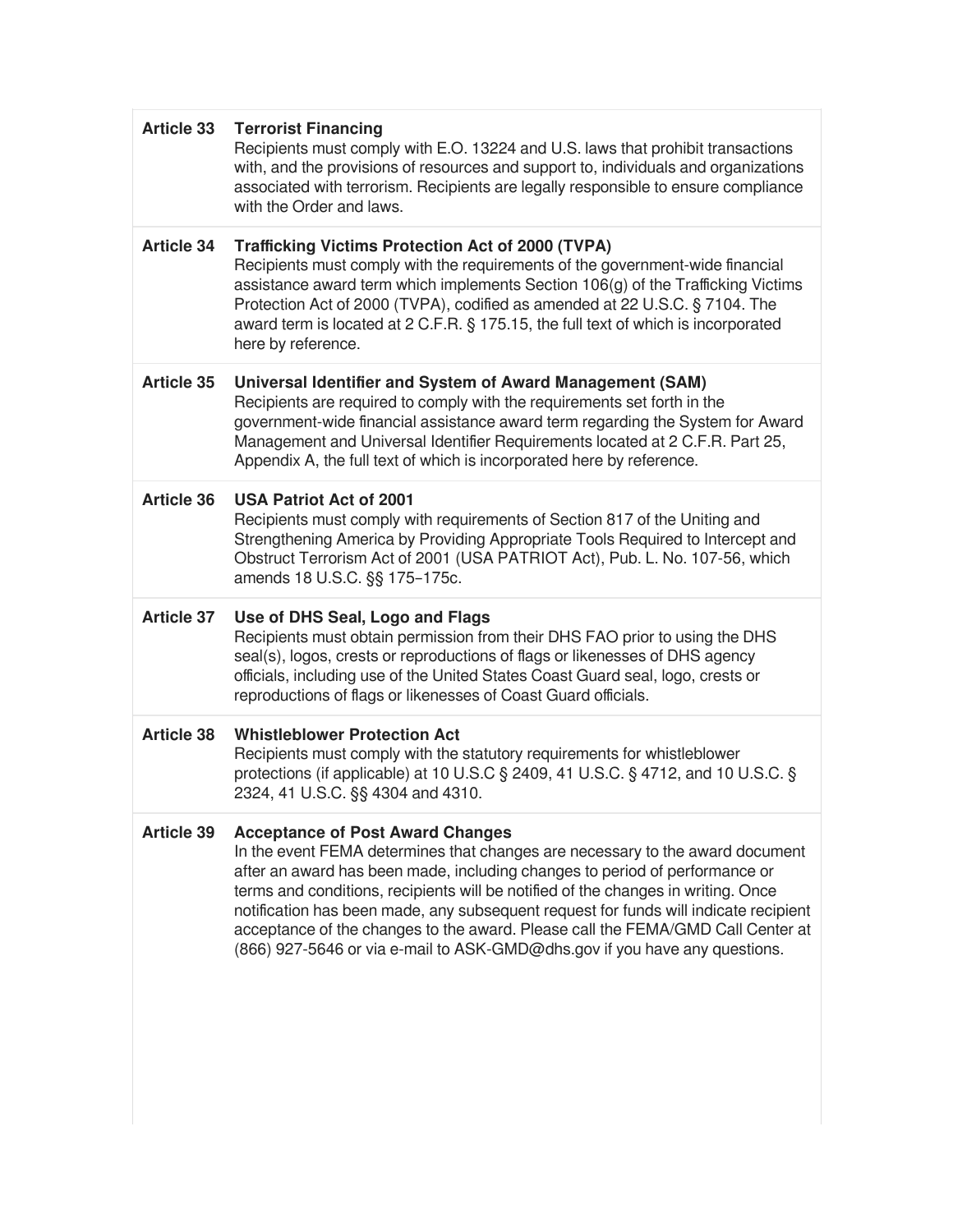| | |
|---|---|
| **Article 33** | **Terrorist Financing**<br>Recipients must comply with E.O. 13224 and U.S. laws that prohibit transactions with, and the provisions of resources and support to, individuals and organizations associated with terrorism. Recipients are legally responsible to ensure compliance with the Order and laws. |
| **Article 34** | **Trafficking Victims Protection Act of 2000 (TVPA)**<br>Recipients must comply with the requirements of the government-wide financial assistance award term which implements Section 106(g) of the Trafficking Victims Protection Act of 2000 (TVPA), codified as amended at 22 U.S.C. § 7104. The award term is located at 2 C.F.R. § 175.15, the full text of which is incorporated here by reference. |
| **Article 35** | **Universal Identifier and System of Award Management (SAM)**<br>Recipients are required to comply with the requirements set forth in the government-wide financial assistance award term regarding the System for Award Management and Universal Identifier Requirements located at 2 C.F.R. Part 25, Appendix A, the full text of which is incorporated here by reference. |
| **Article 36** | **USA Patriot Act of 2001**<br>Recipients must comply with requirements of Section 817 of the Uniting and Strengthening America by Providing Appropriate Tools Required to Intercept and Obstruct Terrorism Act of 2001 (USA PATRIOT Act), Pub. L. No. 107-56, which amends 18 U.S.C. §§ 175–175c. |
| **Article 37** | **Use of DHS Seal, Logo and Flags**<br>Recipients must obtain permission from their DHS FAO prior to using the DHS seal(s), logos, crests or reproductions of flags or likenesses of DHS agency officials, including use of the United States Coast Guard seal, logo, crests or reproductions of flags or likenesses of Coast Guard officials. |
| **Article 38** | **Whistleblower Protection Act**<br>Recipients must comply with the statutory requirements for whistleblower protections (if applicable) at 10 U.S.C § 2409, 41 U.S.C. § 4712, and 10 U.S.C. § 2324, 41 U.S.C. §§ 4304 and 4310. |
| **Article 39** | **Acceptance of Post Award Changes**<br>In the event FEMA determines that changes are necessary to the award document after an award has been made, including changes to period of performance or terms and conditions, recipients will be notified of the changes in writing. Once notification has been made, any subsequent request for funds will indicate recipient acceptance of the changes to the award. Please call the FEMA/GMD Call Center at (866) 927-5646 or via e-mail to ASK-GMD@dhs.gov if you have any questions. |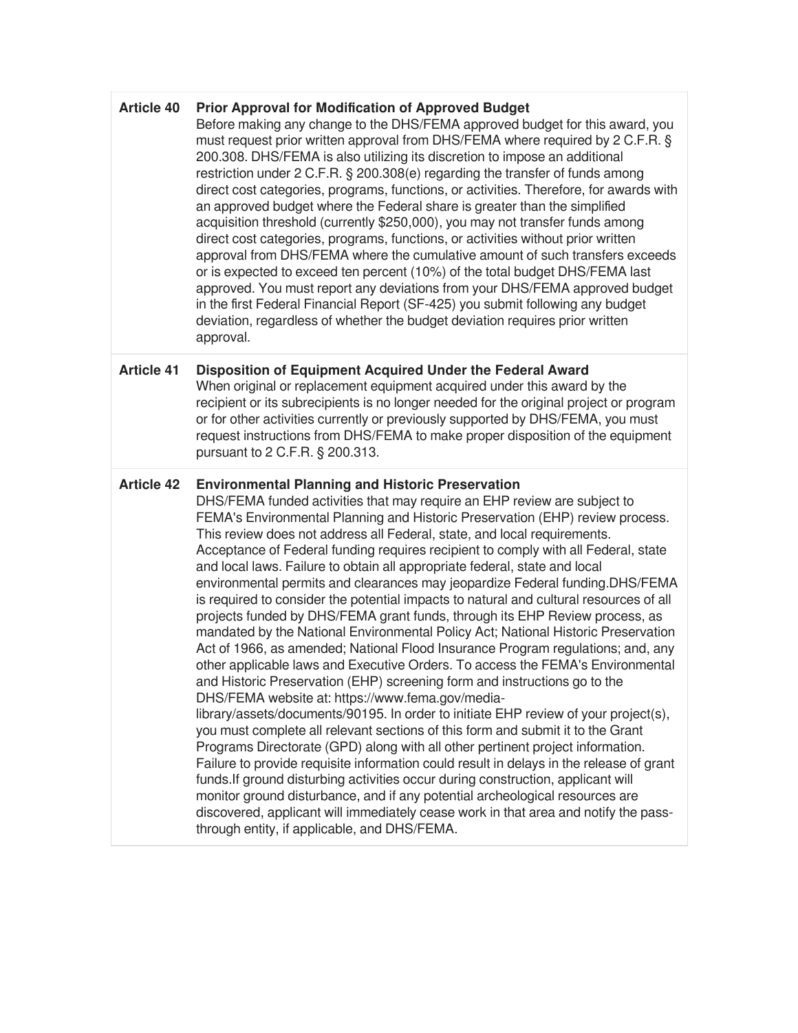**Article 40** **Prior Approval for Modification of Approved Budget**

Before making any change to the DHS/FEMA approved budget for this award, you must request prior written approval from DHS/FEMA where required by 2 C.F.R. § 200.308. DHS/FEMA is also utilizing its discretion to impose an additional restriction under 2 C.F.R. § 200.308(e) regarding the transfer of funds among direct cost categories, programs, functions, or activities. Therefore, for awards with an approved budget where the Federal share is greater than the simplified acquisition threshold (currently $250,000), you may not transfer funds among direct cost categories, programs, functions, or activities without prior written approval from DHS/FEMA where the cumulative amount of such transfers exceeds or is expected to exceed ten percent (10%) of the total budget DHS/FEMA last approved. You must report any deviations from your DHS/FEMA approved budget in the first Federal Financial Report (SF-425) you submit following any budget deviation, regardless of whether the budget deviation requires prior written approval.

**Article 41** **Disposition of Equipment Acquired Under the Federal Award**

When original or replacement equipment acquired under this award by the recipient or its subrecipients is no longer needed for the original project or program or for other activities currently or previously supported by DHS/FEMA, you must request instructions from DHS/FEMA to make proper disposition of the equipment pursuant to 2 C.F.R. § 200.313.

**Article 42** **Environmental Planning and Historic Preservation**

DHS/FEMA funded activities that may require an EHP review are subject to FEMA's Environmental Planning and Historic Preservation (EHP) review process. This review does not address all Federal, state, and local requirements. Acceptance of Federal funding requires recipient to comply with all Federal, state and local laws. Failure to obtain all appropriate federal, state and local environmental permits and clearances may jeopardize Federal funding.DHS/FEMA is required to consider the potential impacts to natural and cultural resources of all projects funded by DHS/FEMA grant funds, through its EHP Review process, as mandated by the National Environmental Policy Act; National Historic Preservation Act of 1966, as amended; National Flood Insurance Program regulations; and, any other applicable laws and Executive Orders. To access the FEMA's Environmental and Historic Preservation (EHP) screening form and instructions go to the DHS/FEMA website at: https://www.fema.gov/media-library/assets/documents/90195. In order to initiate EHP review of your project(s), you must complete all relevant sections of this form and submit it to the Grant Programs Directorate (GPD) along with all other pertinent project information. Failure to provide requisite information could result in delays in the release of grant funds.If ground disturbing activities occur during construction, applicant will monitor ground disturbance, and if any potential archeological resources are discovered, applicant will immediately cease work in that area and notify the pass-through entity, if applicable, and DHS/FEMA.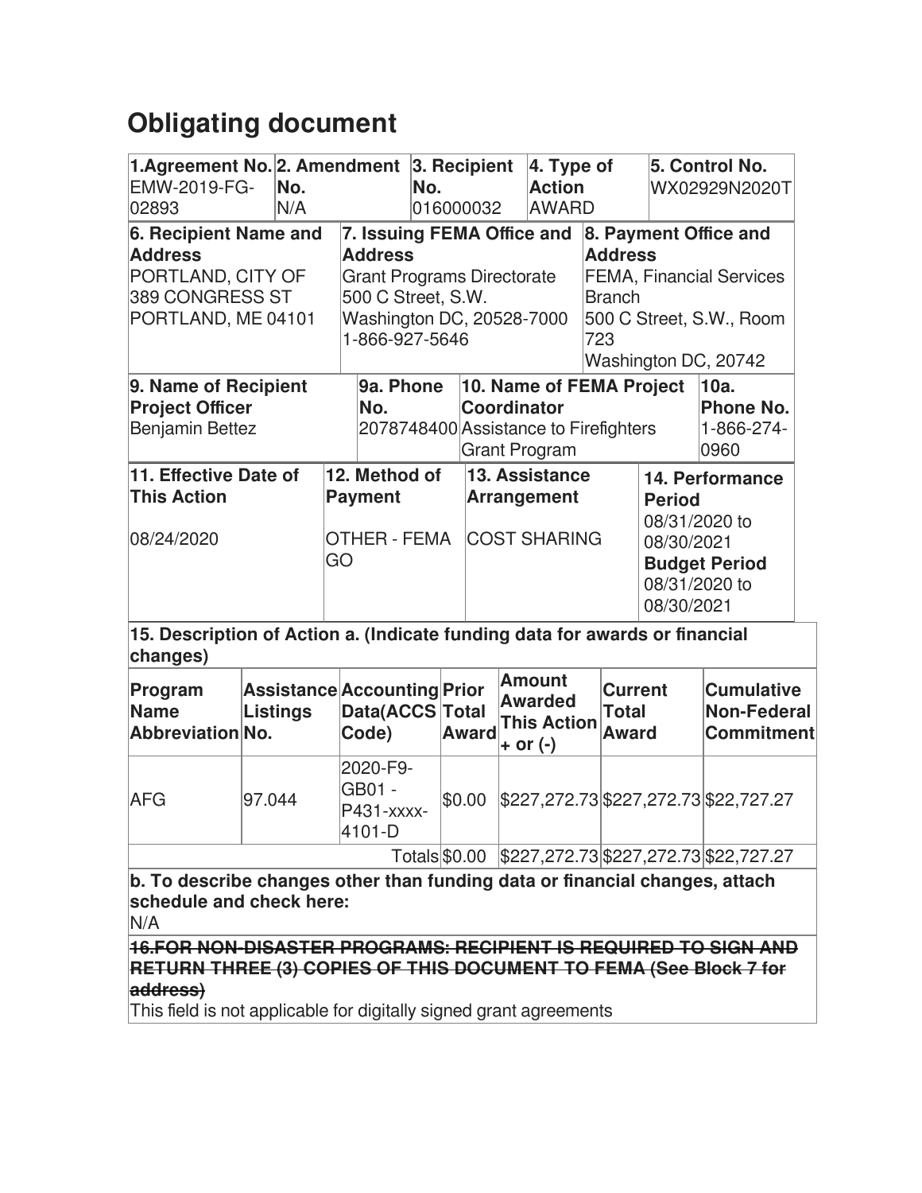# Obligating document

| 1.Agreement No. | 2. Amendment No. | 3. Recipient No. | 4. Type of Action | 5. Control No. |
|---|---|---|---|---|
| EMW-2019-FG-02893 | N/A | 016000032 | AWARD | WX02929N2020T |

| 6. Recipient Name and Address | 7. Issuing FEMA Office and Address | 8. Payment Office and Address |
|---|---|---|
| PORTLAND, CITY OF<br>389 CONGRESS ST<br>PORTLAND, ME 04101 | Grant Programs Directorate<br>500 C Street, S.W.<br>Washington DC, 20528-7000<br>1-866-927-5646 | FEMA, Financial Services Branch<br>500 C Street, S.W., Room 723<br>Washington DC, 20742 |

| 9. Name of Recipient Project Officer | 9a. Phone No. | 10. Name of FEMA Project Coordinator | 10a. Phone No. |
|---|---|---|---|
| Benjamin Bettez | 2078748400 | Assistance to Firefighters Grant Program | 1-866-274-0960 |

| 11. Effective Date of This Action | 12. Method of Payment | 13. Assistance Arrangement | 14. Performance Period |
|---|---|---|---|
| 08/24/2020 | OTHER - FEMA GO | COST SHARING | 08/31/2020 to 08/30/2021<br>**Budget Period**<br>08/31/2020 to 08/30/2021 |

**15. Description of Action a. (Indicate funding data for awards or financial changes)**

| Program Name Abbreviation | Assistance Listings No. | Accounting Data(ACCS Code) | Prior Total Award | Amount Awarded This Action + or (-) | Current Total Award | Cumulative Non-Federal Commitment |
|---|---|---|---|---|---|---|
| AFG | 97.044 | 2020-F9-GB01 - P431-xxxx-4101-D | $0.00 | $227,272.73 | $227,272.73 | $22,727.27 |
| | | Totals | $0.00 | $227,272.73 | $227,272.73 | $22,727.27 |

**b. To describe changes other than funding data or financial changes, attach schedule and check here:**

N/A

**~~16.FOR NON-DISASTER PROGRAMS: RECIPIENT IS REQUIRED TO SIGN AND RETURN THREE (3) COPIES OF THIS DOCUMENT TO FEMA (See Block 7 for address)~~**

This field is not applicable for digitally signed grant agreements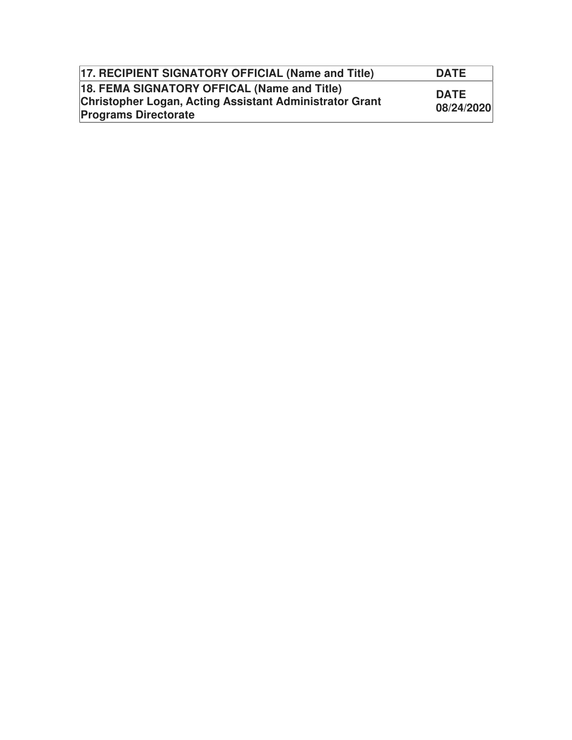| | |
|---|---|
| **17. RECIPIENT SIGNATORY OFFICIAL (Name and Title)** | **DATE** |
| **18. FEMA SIGNATORY OFFICAL (Name and Title)**<br>**Christopher Logan, Acting Assistant Administrator Grant Programs Directorate** | **DATE**<br>**08/24/2020** |